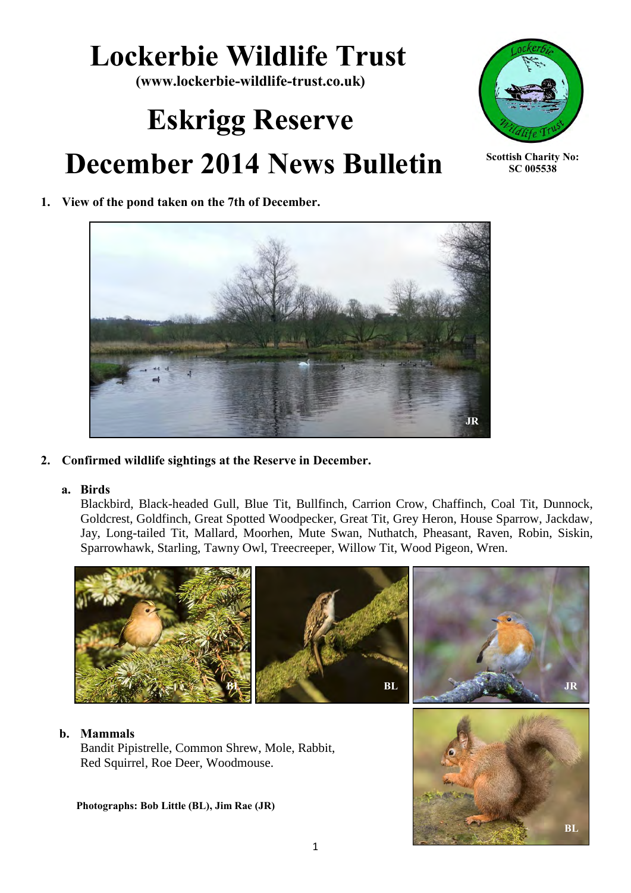# Lockerbie Wildlife Trust

**(www.lockerbie-wildlife-trust.co.uk)**

# Eskrigg Reserve

# December 2014 News Bulletin

**Scottish Charity No: SC 005538**

1. **View of the pond taken on the 7th of December.**

2. **Confirmed wildlife sightings at the Reserve in December.**

   a. **Birds**
   Blackbird, Black-headed Gull, Blue Tit, Bullfinch, Carrion Crow, Chaffinch, Coal Tit, Dunnock, Goldcrest, Goldfinch, Great Spotted Woodpecker, Great Tit, Grey Heron, House Sparrow, Jackdaw, Jay, Long-tailed Tit, Mallard, Moorhen, Mute Swan, Nuthatch, Pheasant, Raven, Robin, Siskin, Sparrowhawk, Starling, Tawny Owl, Treecreeper, Willow Tit, Wood Pigeon, Wren.

   b. **Mammals**
   Bandit Pipistrelle, Common Shrew, Mole, Rabbit, Red Squirrel, Roe Deer, Woodmouse.

**Photographs: Bob Little (BL), Jim Rae (JR)**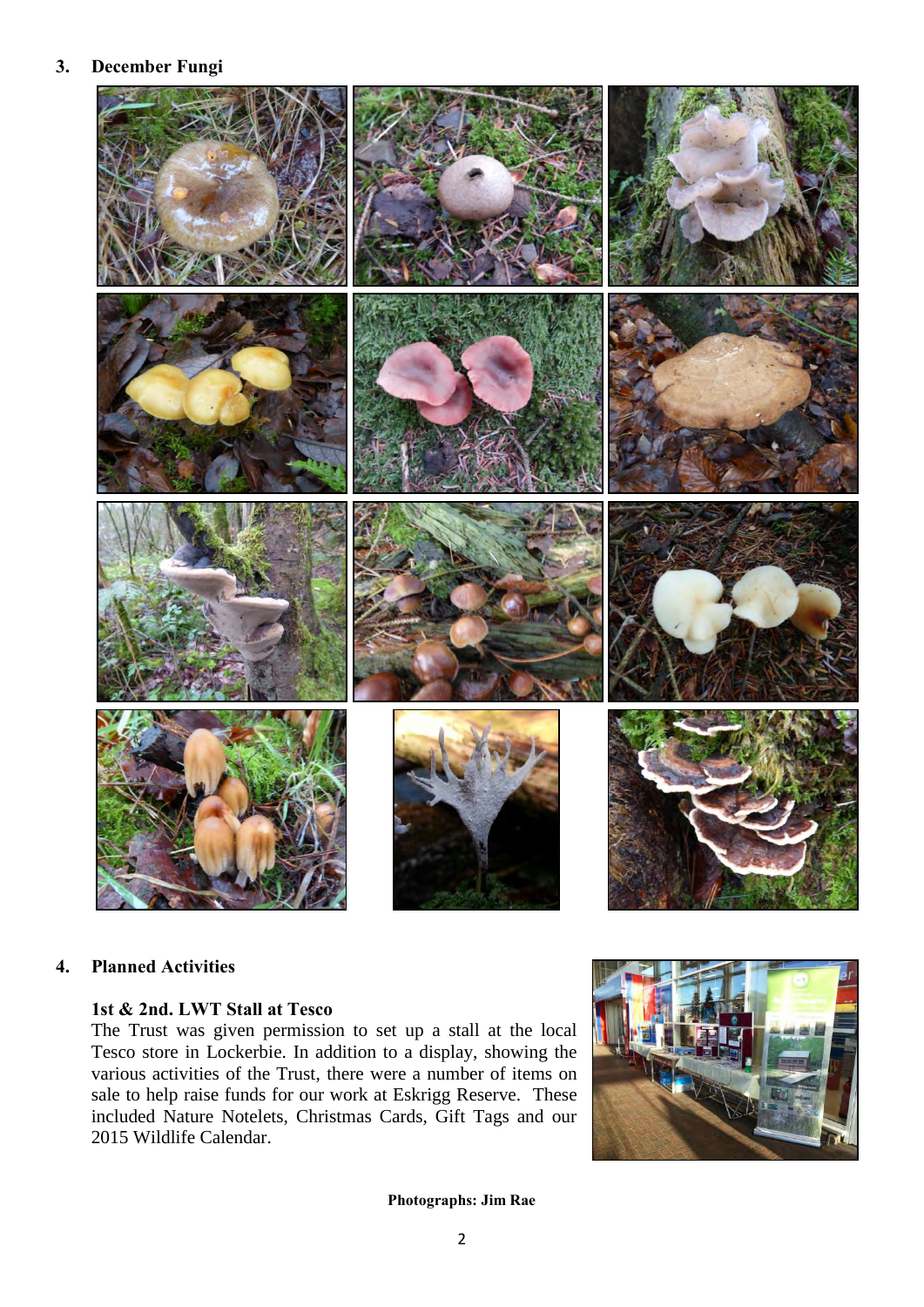## 3. December Fungi

## 4. Planned Activities

### 1st & 2nd. LWT Stall at Tesco

The Trust was given permission to set up a stall at the local Tesco store in Lockerbie. In addition to a display, showing the various activities of the Trust, there were a number of items on sale to help raise funds for our work at Eskrigg Reserve. These included Nature Notelets, Christmas Cards, Gift Tags and our 2015 Wildlife Calendar.

**Photographs: Jim Rae**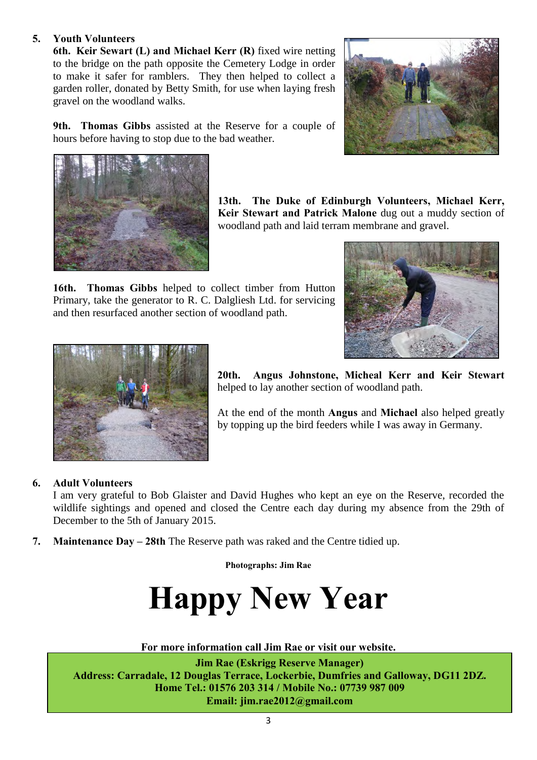5. **Youth Volunteers**

**6th. Keir Sewart (L) and Michael Kerr (R)** fixed wire netting to the bridge on the path opposite the Cemetery Lodge in order to make it safer for ramblers. They then helped to collect a garden roller, donated by Betty Smith, for use when laying fresh gravel on the woodland walks.

**9th. Thomas Gibbs** assisted at the Reserve for a couple of hours before having to stop due to the bad weather.

**13th. The Duke of Edinburgh Volunteers, Michael Kerr, Keir Stewart and Patrick Malone** dug out a muddy section of woodland path and laid terram membrane and gravel.

**16th. Thomas Gibbs** helped to collect timber from Hutton Primary, take the generator to R. C. Dalgliesh Ltd. for servicing and then resurfaced another section of woodland path.

**20th. Angus Johnstone, Micheal Kerr and Keir Stewart** helped to lay another section of woodland path.

At the end of the month **Angus** and **Michael** also helped greatly by topping up the bird feeders while I was away in Germany.

6. **Adult Volunteers**

I am very grateful to Bob Glaister and David Hughes who kept an eye on the Reserve, recorded the wildlife sightings and opened and closed the Centre each day during my absence from the 29th of December to the 5th of January 2015.

7. **Maintenance Day – 28th** The Reserve path was raked and the Centre tidied up.

**Photographs: Jim Rae**

# Happy New Year

**For more information call Jim Rae or visit our website.**

**Jim Rae (Eskrigg Reserve Manager)**
**Address: Carradale, 12 Douglas Terrace, Lockerbie, Dumfries and Galloway, DG11 2DZ.**
**Home Tel.: 01576 203 314 / Mobile No.: 07739 987 009**
**Email: jim.rae2012@gmail.com**